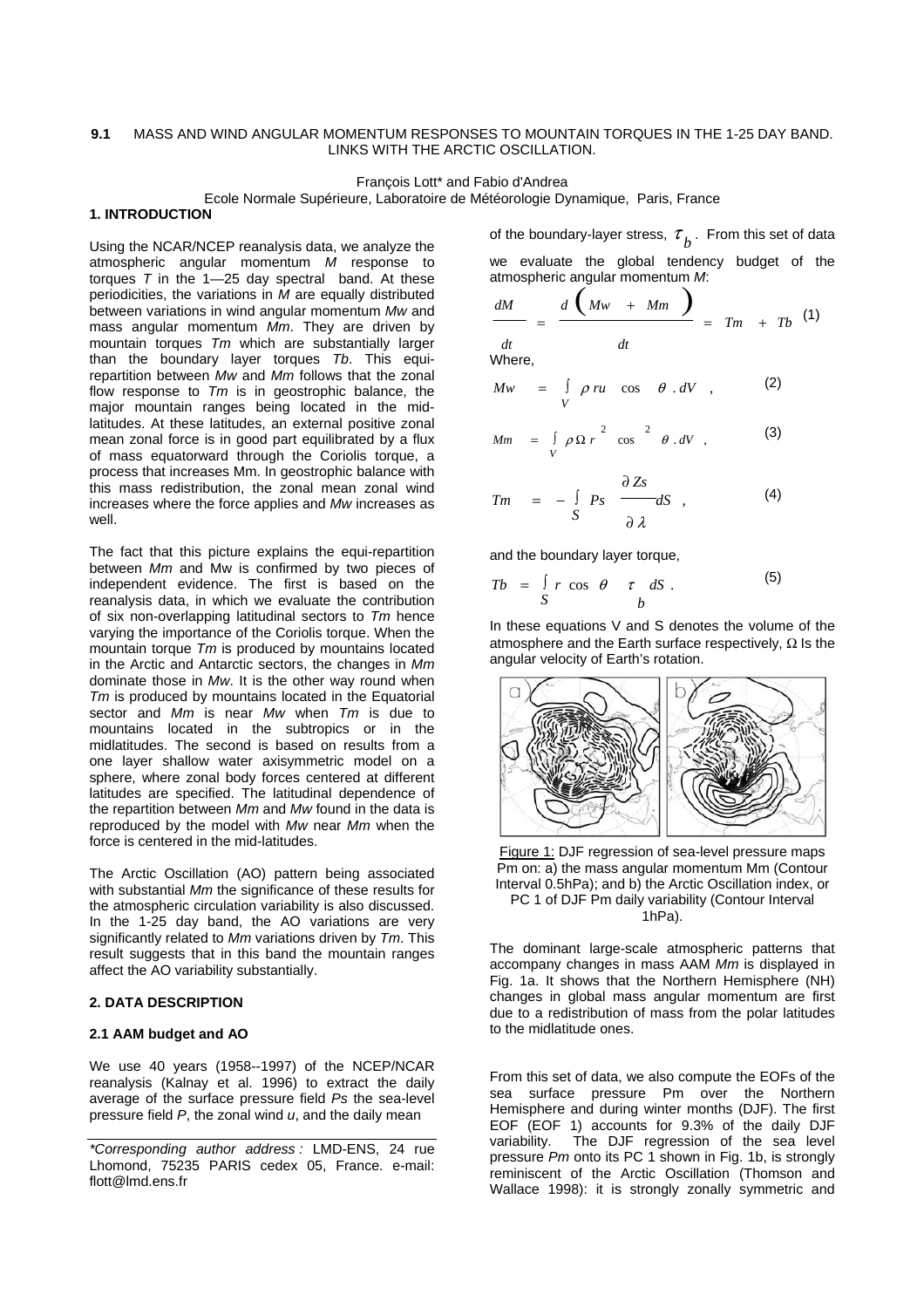**9.1** MASS AND WIND ANGULAR MOMENTUM RESPONSES TO MOUNTAIN TORQUES IN THE 1-25 DAY BAND. LINKS WITH THE ARCTIC OSCILLATION.

François Lott* and Fabio d'Andrea

Ecole Normale Supérieure, Laboratoire de Météorologie Dynamique, Paris, France

## 1. INTRODUCTION

Using the NCAR/NCEP reanalysis data, we analyze the atmospheric angular momentum *M* response to torques *T* in the 1—25 day spectral band. At these periodicities, the variations in *M* are equally distributed between variations in wind angular momentum *Mw* and mass angular momentum *Mm*. They are driven by mountain torques *Tm* which are substantially larger than the boundary layer torques *Tb*. This equi-repartition between *Mw* and *Mm* follows that the zonal flow response to *Tm* is in geostrophic balance, the major mountain ranges being located in the mid-latitudes. At these latitudes, an external positive zonal mean zonal force is in good part equilibrated by a flux of mass equatorward through the Coriolis torque, a process that increases Mm. In geostrophic balance with this mass redistribution, the zonal mean zonal wind increases where the force applies and *Mw* increases as well.

The fact that this picture explains the equi-repartition between *Mm* and Mw is confirmed by two pieces of independent evidence. The first is based on the reanalysis data, in which we evaluate the contribution of six non-overlapping latitudinal sectors to *Tm* hence varying the importance of the Coriolis torque. When the mountain torque *Tm* is produced by mountains located in the Arctic and Antarctic sectors, the changes in *Mm* dominate those in *Mw*. It is the other way round when *Tm* is produced by mountains located in the Equatorial sector and *Mm* is near *Mw* when *Tm* is due to mountains located in the subtropics or in the midlatitudes. The second is based on results from a one layer shallow water axisymmetric model on a sphere, where zonal body forces centered at different latitudes are specified. The latitudinal dependence of the repartition between *Mm* and *Mw* found in the data is reproduced by the model with *Mw* near *Mm* when the force is centered in the mid-latitudes.

The Arctic Oscillation (AO) pattern being associated with substantial *Mm* the significance of these results for the atmospheric circulation variability is also discussed. In the 1-25 day band, the AO variations are very significantly related to *Mm* variations driven by *Tm*. This result suggests that in this band the mountain ranges affect the AO variability substantially.

## 2. DATA DESCRIPTION

### 2.1 AAM budget and AO

We use 40 years (1958--1997) of the NCEP/NCAR reanalysis (Kalnay et al. 1996) to extract the daily average of the surface pressure field *Ps* the sea-level pressure field *P*, the zonal wind *u*, and the daily mean of the boundary-layer stress, $\tau_b$. From this set of data we evaluate the global tendency budget of the atmospheric angular momentum *M*:

$$\frac{dM}{dt} = \frac{d\left(Mw + Mm\right)}{dt} = Tm + Tb \quad (1)$$

Where,

$$Mw = \int_V \rho r u \cos\theta \,. dV \;, \quad (2)$$

$$Mm = \int_V \rho \Omega r^2 \cos^2\theta \,. dV \;, \quad (3)$$

$$Tm = -\int_S Ps \frac{\partial Zs}{\partial \lambda} dS \;, \quad (4)$$

and the boundary layer torque,

$$Tb = \int_S r \cos\theta \; \tau_b \; dS \,. \quad (5)$$

In these equations V and S denotes the volume of the atmosphere and the Earth surface respectively, $\Omega$ Is the angular velocity of Earth's rotation.

Figure 1: DJF regression of sea-level pressure maps Pm on: a) the mass angular momentum Mm (Contour Interval 0.5hPa); and b) the Arctic Oscillation index, or PC 1 of DJF Pm daily variability (Contour Interval 1hPa).

The dominant large-scale atmospheric patterns that accompany changes in mass AAM *Mm* is displayed in Fig. 1a. It shows that the Northern Hemisphere (NH) changes in global mass angular momentum are first due to a redistribution of mass from the polar latitudes to the midlatitude ones.

From this set of data, we also compute the EOFs of the sea surface pressure Pm over the Northern Hemisphere and during winter months (DJF). The first EOF (EOF 1) accounts for 9.3% of the daily DJF variability. The DJF regression of the sea level pressure *Pm* onto its PC 1 shown in Fig. 1b, is strongly reminiscent of the Arctic Oscillation (Thomson and Wallace 1998): it is strongly zonally symmetric and

---

**Corresponding author address :* LMD-ENS, 24 rue Lhomond, 75235 PARIS cedex 05, France. e-mail: flott@lmd.ens.fr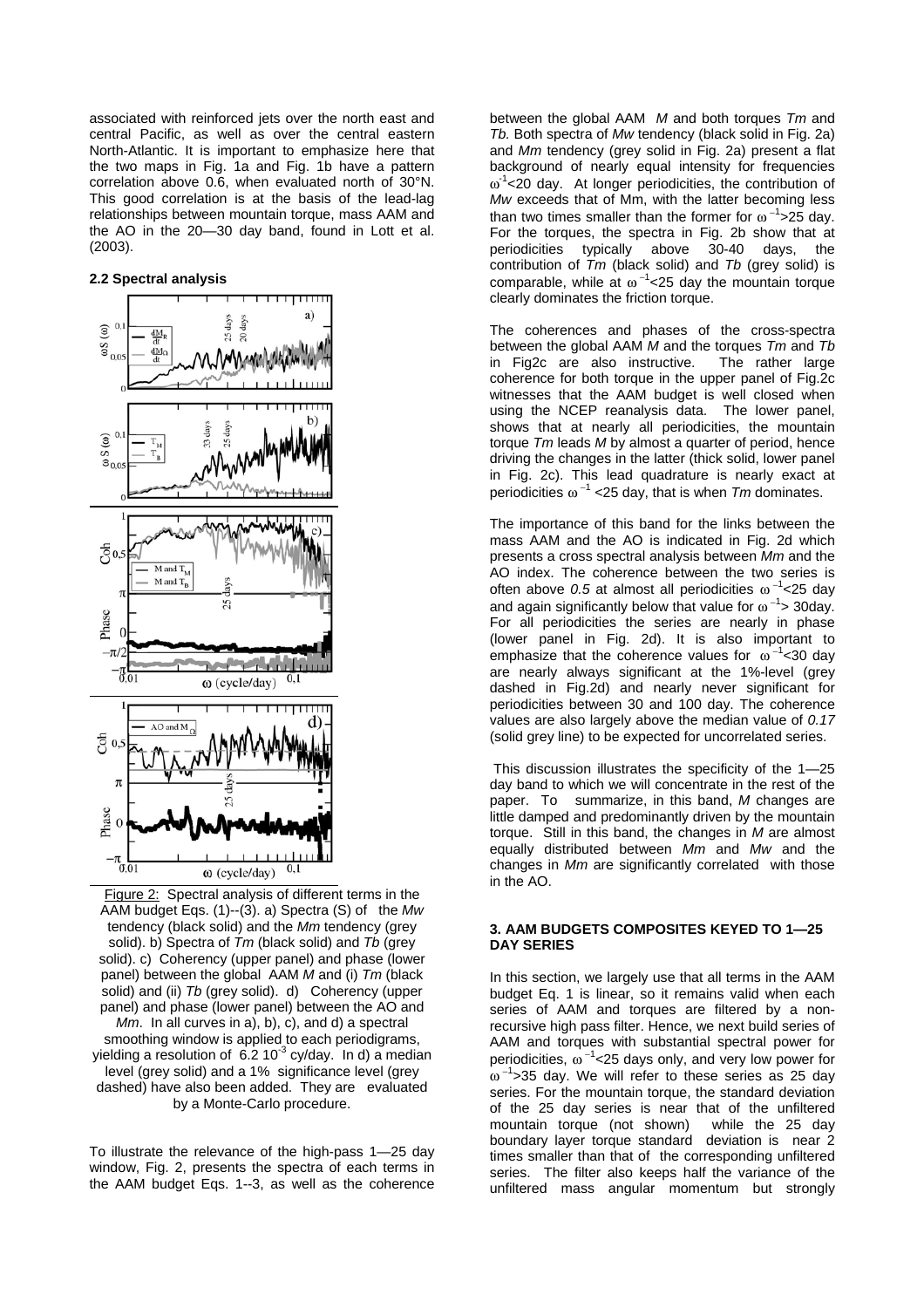associated with reinforced jets over the north east and central Pacific, as well as over the central eastern North-Atlantic. It is important to emphasize here that the two maps in Fig. 1a and Fig. 1b have a pattern correlation above 0.6, when evaluated north of 30°N. This good correlation is at the basis of the lead-lag relationships between mountain torque, mass AAM and the AO in the 20—30 day band, found in Lott et al. (2003).

### 2.2 Spectral analysis

Figure 2: Spectral analysis of different terms in the AAM budget Eqs. (1)--(3). a) Spectra (S) of the *Mw* tendency (black solid) and the *Mm* tendency (grey solid). b) Spectra of *Tm* (black solid) and *Tb* (grey solid). c) Coherency (upper panel) and phase (lower panel) between the global AAM *M* and (i) *Tm* (black solid) and (ii) *Tb* (grey solid). d) Coherency (upper panel) and phase (lower panel) between the AO and *Mm*. In all curves in a), b), c), and d) a spectral smoothing window is applied to each periodigrams, yielding a resolution of $6.2\ 10^{-3}$ cy/day. In d) a median level (grey solid) and a 1% significance level (grey dashed) have also been added. They are evaluated by a Monte-Carlo procedure.

To illustrate the relevance of the high-pass 1—25 day window, Fig. 2, presents the spectra of each terms in the AAM budget Eqs. 1--3, as well as the coherence between the global AAM *M* and both torques *Tm* and *Tb.* Both spectra of *Mw* tendency (black solid in Fig. 2a) and *Mm* tendency (grey solid in Fig. 2a) present a flat background of nearly equal intensity for frequencies $\omega^{-1}$<20 day. At longer periodicities, the contribution of *Mw* exceeds that of Mm, with the latter becoming less than two times smaller than the former for $\omega^{-1}$>25 day. For the torques, the spectra in Fig. 2b show that at periodicities typically above 30-40 days, the contribution of *Tm* (black solid) and *Tb* (grey solid) is comparable, while at $\omega^{-1}$<25 day the mountain torque clearly dominates the friction torque.

The coherences and phases of the cross-spectra between the global AAM *M* and the torques *Tm* and *Tb* in Fig2c are also instructive. The rather large coherence for both torque in the upper panel of Fig.2c witnesses that the AAM budget is well closed when using the NCEP reanalysis data. The lower panel, shows that at nearly all periodicities, the mountain torque *Tm* leads *M* by almost a quarter of period, hence driving the changes in the latter (thick solid, lower panel in Fig. 2c). This lead quadrature is nearly exact at periodicities $\omega^{-1}$ <25 day, that is when *Tm* dominates.

The importance of this band for the links between the mass AAM and the AO is indicated in Fig. 2d which presents a cross spectral analysis between *Mm* and the AO index. The coherence between the two series is often above *0.5* at almost all periodicities $\omega^{-1}$<25 day and again significantly below that value for $\omega^{-1}$> 30day. For all periodicities the series are nearly in phase (lower panel in Fig. 2d). It is also important to emphasize that the coherence values for $\omega^{-1}$<30 day are nearly always significant at the 1%-level (grey dashed in Fig.2d) and nearly never significant for periodicities between 30 and 100 day. The coherence values are also largely above the median value of *0.17* (solid grey line) to be expected for uncorrelated series.

This discussion illustrates the specificity of the 1—25 day band to which we will concentrate in the rest of the paper. To summarize, in this band, *M* changes are little damped and predominantly driven by the mountain torque. Still in this band, the changes in *M* are almost equally distributed between *Mm* and *Mw* and the changes in *Mm* are significantly correlated with those in the AO.

## 3. AAM BUDGETS COMPOSITES KEYED TO 1—25 DAY SERIES

In this section, we largely use that all terms in the AAM budget Eq. 1 is linear, so it remains valid when each series of AAM and torques are filtered by a non-recursive high pass filter. Hence, we next build series of AAM and torques with substantial spectral power for periodicities, $\omega^{-1}$<25 days only, and very low power for $\omega^{-1}$>35 day. We will refer to these series as 25 day series. For the mountain torque, the standard deviation of the 25 day series is near that of the unfiltered mountain torque (not shown) while the 25 day boundary layer torque standard deviation is near 2 times smaller than that of the corresponding unfiltered series. The filter also keeps half the variance of the unfiltered mass angular momentum but strongly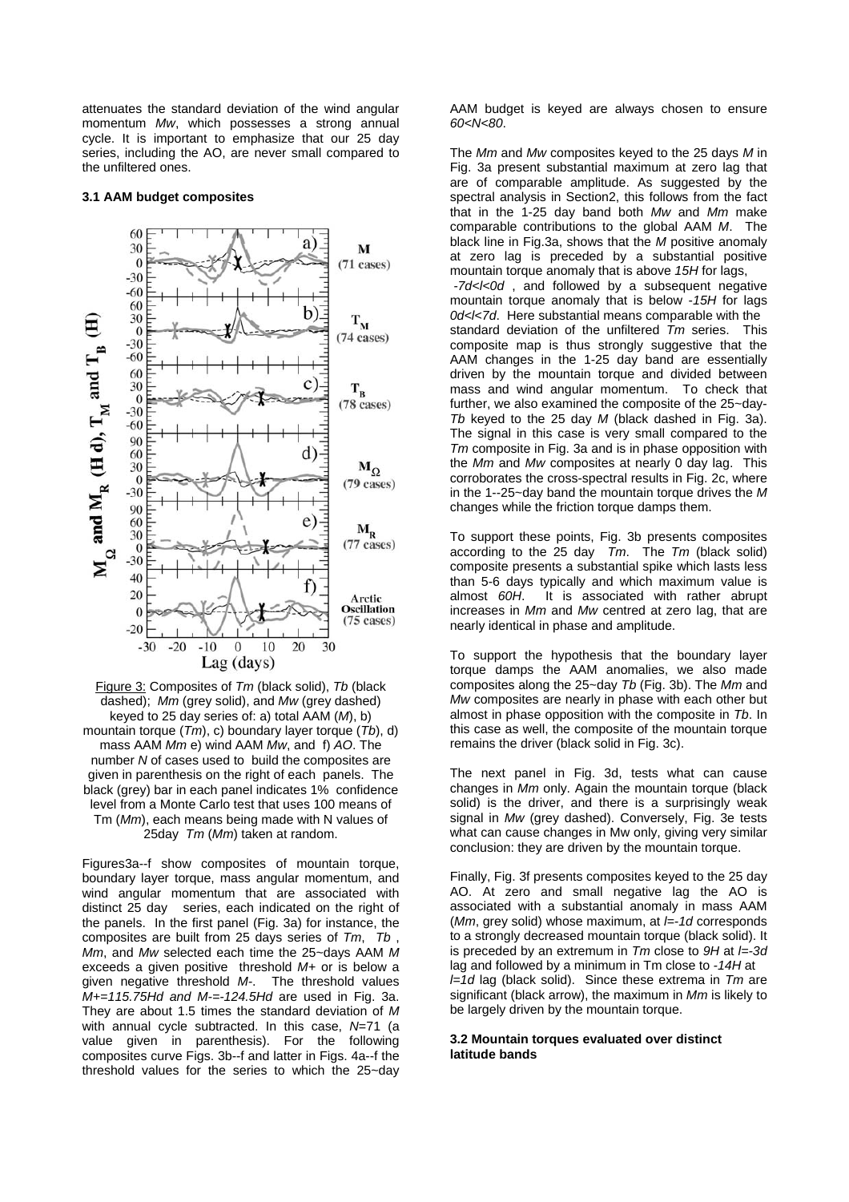attenuates the standard deviation of the wind angular momentum *Mw*, which possesses a strong annual cycle. It is important to emphasize that our 25 day series, including the AO, are never small compared to the unfiltered ones.

### 3.1 AAM budget composites

Figure 3: Composites of *Tm* (black solid), *Tb* (black dashed); *Mm* (grey solid), and *Mw* (grey dashed) keyed to 25 day series of: a) total AAM (*M*), b) mountain torque (*Tm*), c) boundary layer torque (*Tb*), d) mass AAM *Mm* e) wind AAM *Mw*, and f) *AO*. The number *N* of cases used to build the composites are given in parenthesis on the right of each panels. The black (grey) bar in each panel indicates 1% confidence level from a Monte Carlo test that uses 100 means of Tm (*Mm*), each means being made with N values of 25day *Tm* (*Mm*) taken at random.

Figures3a--f show composites of mountain torque, boundary layer torque, mass angular momentum, and wind angular momentum that are associated with distinct 25 day series, each indicated on the right of the panels. In the first panel (Fig. 3a) for instance, the composites are built from 25 days series of *Tm*, *Tb*, *Mm*, and *Mw* selected each time the 25~days AAM *M* exceeds a given positive threshold *M+* or is below a given negative threshold *M-*. The threshold values *M+=115.75Hd and M-=-124.5Hd* are used in Fig. 3a. They are about 1.5 times the standard deviation of *M* with annual cycle subtracted. In this case, *N*=71 (a value given in parenthesis). For the following composites curve Figs. 3b--f and latter in Figs. 4a--f the threshold values for the series to which the 25~day AAM budget is keyed are always chosen to ensure *60<N<80*.

The *Mm* and *Mw* composites keyed to the 25 days *M* in Fig. 3a present substantial maximum at zero lag that are of comparable amplitude. As suggested by the spectral analysis in Section2, this follows from the fact that in the 1-25 day band both *Mw* and *Mm* make comparable contributions to the global AAM *M*. The black line in Fig.3a, shows that the *M* positive anomaly at zero lag is preceded by a substantial positive mountain torque anomaly that is above *15H* for lags, *-7d<l<0d*, and followed by a subsequent negative mountain torque anomaly that is below *-15H* for lags *0d<l<7d*. Here substantial means comparable with the standard deviation of the unfiltered *Tm* series. This composite map is thus strongly suggestive that the AAM changes in the 1-25 day band are essentially driven by the mountain torque and divided between mass and wind angular momentum. To check that further, we also examined the composite of the 25~day-*Tb* keyed to the 25 day *M* (black dashed in Fig. 3a). The signal in this case is very small compared to the *Tm* composite in Fig. 3a and is in phase opposition with the *Mm* and *Mw* composites at nearly 0 day lag. This corroborates the cross-spectral results in Fig. 2c, where in the 1--25~day band the mountain torque drives the *M* changes while the friction torque damps them.

To support these points, Fig. 3b presents composites according to the 25 day *Tm*. The *Tm* (black solid) composite presents a substantial spike which lasts less than 5-6 days typically and which maximum value is almost *60H*. It is associated with rather abrupt increases in *Mm* and *Mw* centred at zero lag, that are nearly identical in phase and amplitude.

To support the hypothesis that the boundary layer torque damps the AAM anomalies, we also made composites along the 25~day *Tb* (Fig. 3b). The *Mm* and *Mw* composites are nearly in phase with each other but almost in phase opposition with the composite in *Tb*. In this case as well, the composite of the mountain torque remains the driver (black solid in Fig. 3c).

The next panel in Fig. 3d, tests what can cause changes in *Mm* only. Again the mountain torque (black solid) is the driver, and there is a surprisingly weak signal in *Mw* (grey dashed). Conversely, Fig. 3e tests what can cause changes in Mw only, giving very similar conclusion: they are driven by the mountain torque.

Finally, Fig. 3f presents composites keyed to the 25 day AO. At zero and small negative lag the AO is associated with a substantial anomaly in mass AAM (*Mm*, grey solid) whose maximum, at *l=-1d* corresponds to a strongly decreased mountain torque (black solid). It is preceded by an extremum in *Tm* close to *9H* at *l=-3d* lag and followed by a minimum in Tm close to *-14H* at *l=1d* lag (black solid). Since these extrema in *Tm* are significant (black arrow), the maximum in *Mm* is likely to be largely driven by the mountain torque.

### 3.2 Mountain torques evaluated over distinct latitude bands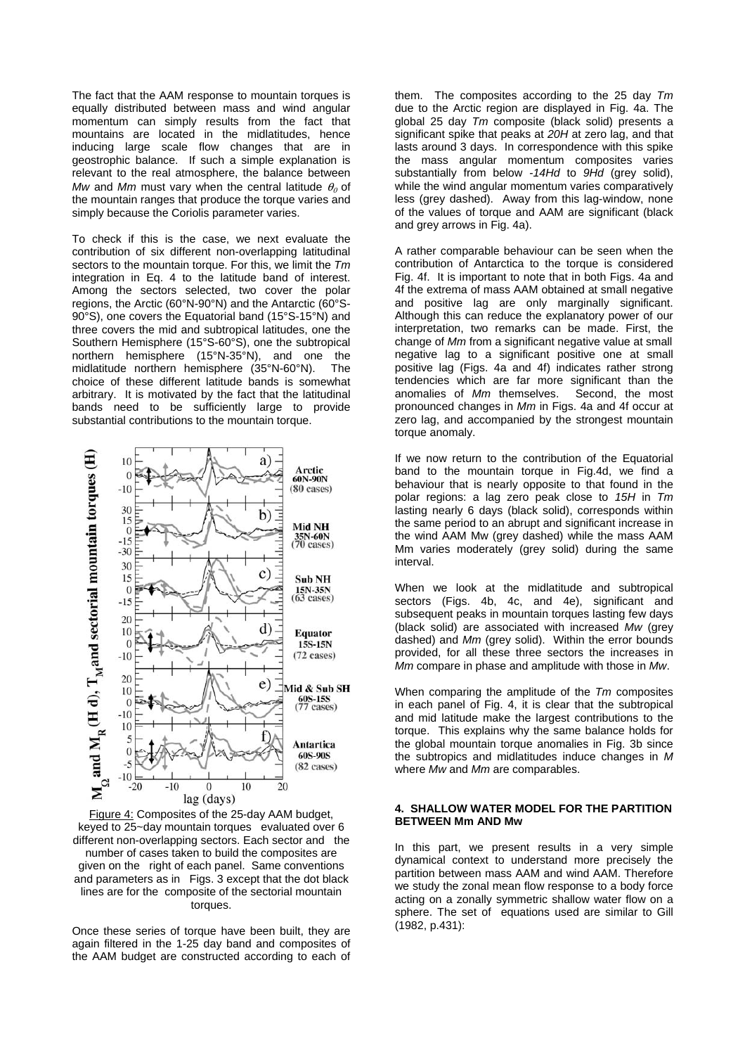The fact that the AAM response to mountain torques is equally distributed between mass and wind angular momentum can simply results from the fact that mountains are located in the midlatitudes, hence inducing large scale flow changes that are in geostrophic balance. If such a simple explanation is relevant to the real atmosphere, the balance between *Mw* and *Mm* must vary when the central latitude $\theta_0$ of the mountain ranges that produce the torque varies and simply because the Coriolis parameter varies.

To check if this is the case, we next evaluate the contribution of six different non-overlapping latitudinal sectors to the mountain torque. For this, we limit the *Tm* integration in Eq. 4 to the latitude band of interest. Among the sectors selected, two cover the polar regions, the Arctic (60°N-90°N) and the Antarctic (60°S-90°S), one covers the Equatorial band (15°S-15°N) and three covers the mid and subtropical latitudes, one the Southern Hemisphere (15°S-60°S), one the subtropical northern hemisphere (15°N-35°N), and one the midlatitude northern hemisphere (35°N-60°N). The choice of these different latitude bands is somewhat arbitrary. It is motivated by the fact that the latitudinal bands need to be sufficiently large to provide substantial contributions to the mountain torque.

Figure 4: Composites of the 25-day AAM budget, keyed to 25~day mountain torques evaluated over 6 different non-overlapping sectors. Each sector and the number of cases taken to build the composites are given on the right of each panel. Same conventions and parameters as in Figs. 3 except that the dot black lines are for the composite of the sectorial mountain torques.

Once these series of torque have been built, they are again filtered in the 1-25 day band and composites of the AAM budget are constructed according to each of them. The composites according to the 25 day *Tm* due to the Arctic region are displayed in Fig. 4a. The global 25 day *Tm* composite (black solid) presents a significant spike that peaks at *20H* at zero lag, and that lasts around 3 days. In correspondence with this spike the mass angular momentum composites varies substantially from below *-14Hd* to *9Hd* (grey solid), while the wind angular momentum varies comparatively less (grey dashed). Away from this lag-window, none of the values of torque and AAM are significant (black and grey arrows in Fig. 4a).

A rather comparable behaviour can be seen when the contribution of Antarctica to the torque is considered Fig. 4f. It is important to note that in both Figs. 4a and 4f the extrema of mass AAM obtained at small negative and positive lag are only marginally significant. Although this can reduce the explanatory power of our interpretation, two remarks can be made. First, the change of *Mm* from a significant negative value at small negative lag to a significant positive one at small positive lag (Figs. 4a and 4f) indicates rather strong tendencies which are far more significant than the anomalies of *Mm* themselves. Second, the most pronounced changes in *Mm* in Figs. 4a and 4f occur at zero lag, and accompanied by the strongest mountain torque anomaly.

If we now return to the contribution of the Equatorial band to the mountain torque in Fig.4d, we find a behaviour that is nearly opposite to that found in the polar regions: a lag zero peak close to *15H* in *Tm* lasting nearly 6 days (black solid), corresponds within the same period to an abrupt and significant increase in the wind AAM Mw (grey dashed) while the mass AAM Mm varies moderately (grey solid) during the same interval.

When we look at the midlatitude and subtropical sectors (Figs. 4b, 4c, and 4e), significant and subsequent peaks in mountain torques lasting few days (black solid) are associated with increased *Mw* (grey dashed) and *Mm* (grey solid). Within the error bounds provided, for all these three sectors the increases in *Mm* compare in phase and amplitude with those in *Mw*.

When comparing the amplitude of the *Tm* composites in each panel of Fig. 4, it is clear that the subtropical and mid latitude make the largest contributions to the torque. This explains why the same balance holds for the global mountain torque anomalies in Fig. 3b since the subtropics and midlatitudes induce changes in *M* where *Mw* and *Mm* are comparables.

## 4. SHALLOW WATER MODEL FOR THE PARTITION BETWEEN Mm AND Mw

In this part, we present results in a very simple dynamical context to understand more precisely the partition between mass AAM and wind AAM. Therefore we study the zonal mean flow response to a body force acting on a zonally symmetric shallow water flow on a sphere. The set of equations used are similar to Gill (1982, p.431):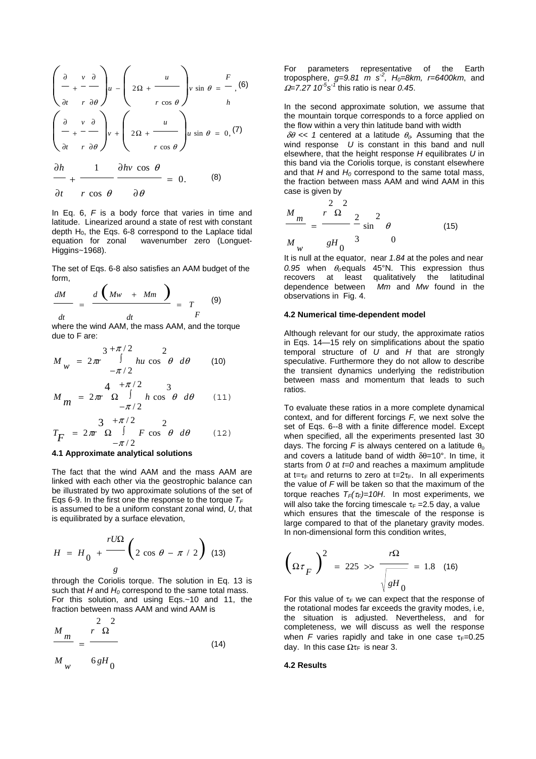$$\left(\frac{\partial}{\partial t}+\frac{v}{r}\frac{\partial}{\partial \theta}\right)u-\left(2\Omega+\frac{u}{r\cos\theta}\right)v\sin\theta=\frac{F}{h}, \quad (6)$$

$$\left(\frac{\partial}{\partial t}+\frac{v}{r}\frac{\partial}{\partial \theta}\right)v+\left(2\Omega+\frac{u}{r\cos\theta}\right)u\sin\theta=0, \quad (7)$$

$$\frac{\partial h}{\partial t}+\frac{1}{r\cos\theta}\frac{\partial hv\cos\theta}{\partial\theta}=0. \quad (8)$$

In Eq. 6, $F$ is a body force that varies in time and latitude. Linearized around a state of rest with constant depth $H_0$, the Eqs. 6-8 correspond to the Laplace tidal equation for zonal wavenumber zero (Longuet-Higgins~1968).

The set of Eqs. 6-8 also satisfies an AAM budget of the form,

$$\frac{dM}{dt}=\frac{d\left(Mw+Mm\right)}{dt}=T_F \quad (9)$$

where the wind AAM, the mass AAM, and the torque due to F are:

$$M_w=2\pi r^3\int_{-\pi/2}^{+\pi/2}hu\cos^2\theta\, d\theta \quad (10)$$

$$M_m=2\pi r^4\,\Omega\int_{-\pi/2}^{+\pi/2}h\cos^3\theta\, d\theta \quad (11)$$

$$T_F=2\pi r^3\,\Omega\int_{-\pi/2}^{+\pi/2}F\cos^2\theta\, d\theta \quad (12)$$

### 4.1 Approximate analytical solutions

The fact that the wind AAM and the mass AAM are linked with each other via the geostrophic balance can be illustrated by two approximate solutions of the set of Eqs 6-9. In the first one the response to the torque $T_F$ is assumed to be a uniform constant zonal wind, $U$, that is equilibrated by a surface elevation,

$$H=H_0+\frac{rU\Omega}{g}\left(2\cos\theta-\pi/2\right) \quad (13)$$

through the Coriolis torque. The solution in Eq. 13 is such that $H$ and $H_0$ correspond to the same total mass. For this solution, and using Eqs.~10 and 11, the fraction between mass AAM and wind AAM is

$$\frac{M_m}{M_w}=\frac{r^2\Omega^2}{6gH_0} \quad (14)$$

For parameters representative of the Earth troposphere, $g$=9.81 m $s^{-2}$, $H_0$=8km, $r$=6400km, and $\Omega$=7.27 $10^{-5}s^{-1}$ this ratio is near *0.45*.

In the second approximate solution, we assume that the mountain torque corresponds to a force applied on the flow within a very thin latitude band with width $\delta\theta << 1$ centered at a latitude $\theta_0$. Assuming that the wind response $U$ is constant in this band and null elsewhere, that the height response $H$ equilibrates $U$ in this band via the Coriolis torque, is constant elsewhere and that $H$ and $H_0$ correspond to the same total mass, the fraction between mass AAM and wind AAM in this case is given by

$$\frac{M_m}{M_w}=\frac{r^2\Omega^2}{gH_0}\frac{2}{3}\sin^2\theta_0 \quad (15)$$

It is null at the equator, near *1.84* at the poles and near *0.95* when $\theta_0$ equals 45°N. This expression thus recovers at least qualitatively the latitudinal dependence between *Mm* and *Mw* found in the observations in Fig. 4.

### 4.2 Numerical time-dependent model

Although relevant for our study, the approximate ratios in Eqs. 14—15 rely on simplifications about the spatio temporal structure of $U$ and $H$ that are strongly speculative. Furthermore they do not allow to describe the transient dynamics underlying the redistribution between mass and momentum that leads to such ratios.

To evaluate these ratios in a more complete dynamical context, and for different forcings $F$, we next solve the set of Eqs. 6--8 with a finite difference model. Except when specified, all the experiments presented last 30 days. The forcing $F$ is always centered on a latitude $\theta_0$ and covers a latitude band of width $\delta\theta$=10°. In time, it starts from *0* at *t=0* and reaches a maximum amplitude at $t=\tau_F$ and returns to zero at $t=2\tau_F$. In all experiments the value of $F$ will be taken so that the maximum of the torque reaches $T_F(\tau_F)$=10H. In most experiments, we will also take the forcing timescale $\tau_F$ =2.5 day, a value which ensures that the timescale of the response is large compared to that of the planetary gravity modes. In non-dimensional form this condition writes,

$$\left(\Omega\tau_F\right)^2=225>>\frac{r\Omega}{\sqrt{gH_0}}=1.8 \quad (16)$$

For this value of $\tau_F$ we can expect that the response of the rotational modes far exceeds the gravity modes, i.e, the situation is adjusted. Nevertheless, and for completeness, we will discuss as well the response when $F$ varies rapidly and take in one case $\tau_F$=0.25 day. In this case $\Omega\tau_F$ is near 3.

### 4.2 Results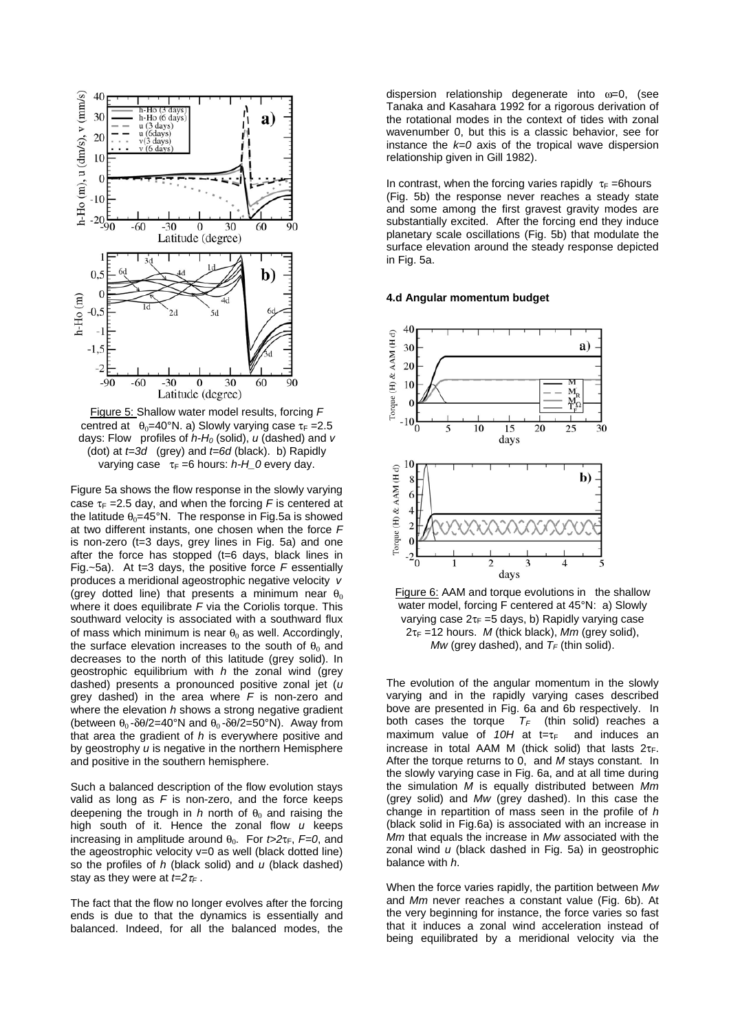Figure 5: Shallow water model results, forcing $F$ centred at $\theta_0$=40°N. a) Slowly varying case $\tau_F$ =2.5 days: Flow profiles of $h$-$H_0$ (solid), $u$ (dashed) and $v$ (dot) at $t$=3d (grey) and $t$=6d (black). b) Rapidly varying case $\tau_F$ =6 hours: $h$-$H\_0$ every day.

Figure 5a shows the flow response in the slowly varying case $\tau_F$ =2.5 day, and when the forcing $F$ is centered at the latitude $\theta_0$=45°N. The response in Fig.5a is showed at two different instants, one chosen when the force $F$ is non-zero (t=3 days, grey lines in Fig. 5a) and one after the force has stopped (t=6 days, black lines in Fig.~5a). At t=3 days, the positive force $F$ essentially produces a meridional ageostrophic negative velocity $v$ (grey dotted line) that presents a minimum near $\theta_0$ where it does equilibrate $F$ via the Coriolis torque. This southward velocity is associated with a southward flux of mass which minimum is near $\theta_0$ as well. Accordingly, the surface elevation increases to the south of $\theta_0$ and decreases to the north of this latitude (grey solid). In geostrophic equilibrium with $h$ the zonal wind (grey dashed) presents a pronounced positive zonal jet ($u$ grey dashed) in the area where $F$ is non-zero and where the elevation $h$ shows a strong negative gradient (between $\theta_0$-$\delta\theta$/2=40°N and $\theta_0$-$\delta\theta$/2=50°N). Away from that area the gradient of $h$ is everywhere positive and by geostrophy $u$ is negative in the northern Hemisphere and positive in the southern hemisphere.

Such a balanced description of the flow evolution stays valid as long as $F$ is non-zero, and the force keeps deepening the trough in $h$ north of $\theta_0$ and raising the high south of it. Hence the zonal flow $u$ keeps increasing in amplitude around $\theta_0$. For $t>2\tau_F$, $F=0$, and the ageostrophic velocity v=0 as well (black dotted line) so the profiles of $h$ (black solid) and $u$ (black dashed) stay as they were at $t=2\tau_F$ .

The fact that the flow no longer evolves after the forcing ends is due to that the dynamics is essentially and balanced. Indeed, for all the balanced modes, the dispersion relationship degenerate into $\omega$=0, (see Tanaka and Kasahara 1992 for a rigorous derivation of the rotational modes in the context of tides with zonal wavenumber 0, but this is a classic behavior, see for instance the $k=0$ axis of the tropical wave dispersion relationship given in Gill 1982).

In contrast, when the forcing varies rapidly $\tau_F$ =6hours (Fig. 5b) the response never reaches a steady state and some among the first gravest gravity modes are substantially excited. After the forcing end they induce planetary scale oscillations (Fig. 5b) that modulate the surface elevation around the steady response depicted in Fig. 5a.

#### 4.d Angular momentum budget

Figure 6: AAM and torque evolutions in the shallow water model, forcing F centered at 45°N: a) Slowly varying case $2\tau_F$ =5 days, b) Rapidly varying case $2\tau_F$ =12 hours. $M$ (thick black), $Mm$ (grey solid), $Mw$ (grey dashed), and $T_F$ (thin solid).

The evolution of the angular momentum in the slowly varying and in the rapidly varying cases described bove are presented in Fig. 6a and 6b respectively. In both cases the torque $T_F$ (thin solid) reaches a maximum value of $10H$ at t=$\tau_F$ and induces an increase in total AAM M (thick solid) that lasts $2\tau_F$. After the torque returns to 0, and $M$ stays constant. In the slowly varying case in Fig. 6a, and at all time during the simulation $M$ is equally distributed between $Mm$ (grey solid) and $Mw$ (grey dashed). In this case the change in repartition of mass seen in the profile of $h$ (black solid in Fig.6a) is associated with an increase in $Mm$ that equals the increase in $Mw$ associated with the zonal wind $u$ (black dashed in Fig. 5a) in geostrophic balance with $h$.

When the force varies rapidly, the partition between $Mw$ and $Mm$ never reaches a constant value (Fig. 6b). At the very beginning for instance, the force varies so fast that it induces a zonal wind acceleration instead of being equilibrated by a meridional velocity via the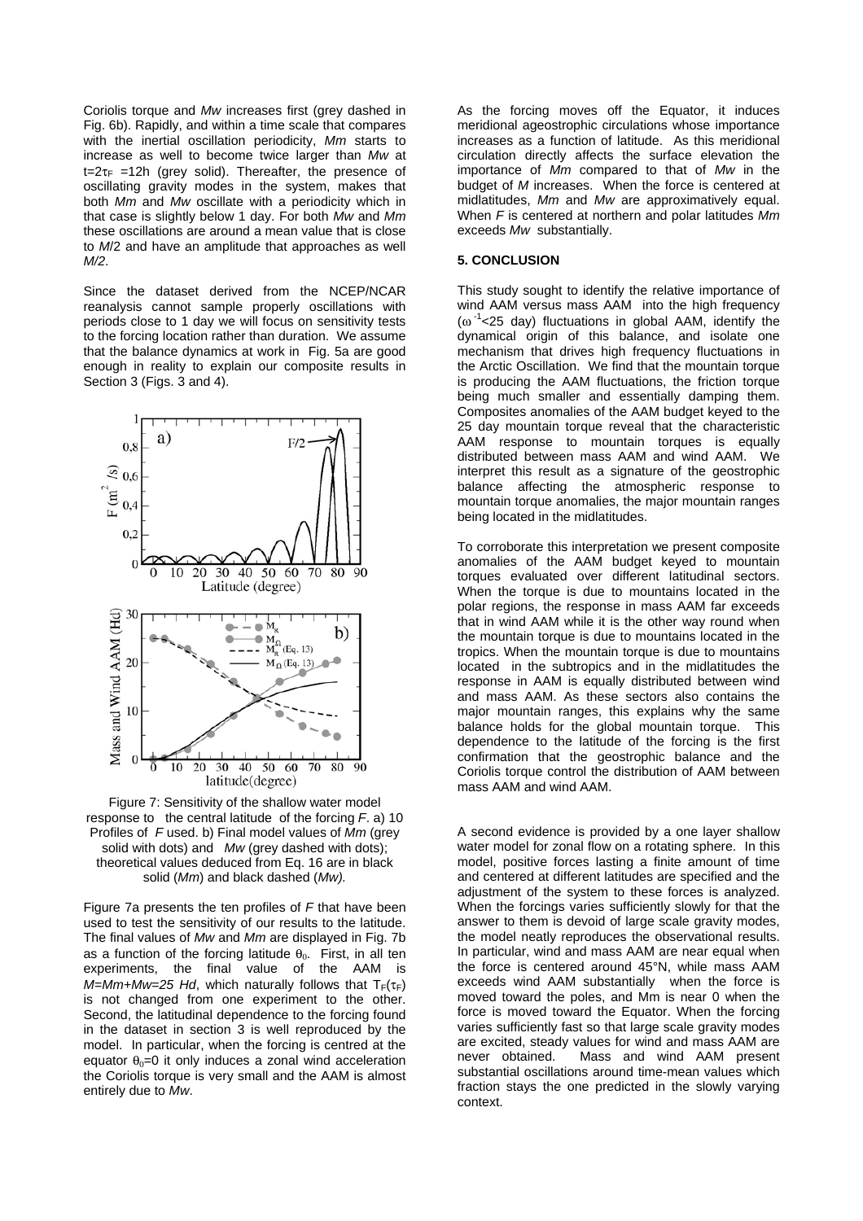Coriolis torque and *Mw* increases first (grey dashed in Fig. 6b). Rapidly, and within a time scale that compares with the inertial oscillation periodicity, *Mm* starts to increase as well to become twice larger than *Mw* at $t=2\tau_F$ =12h (grey solid). Thereafter, the presence of oscillating gravity modes in the system, makes that both *Mm* and *Mw* oscillate with a periodicity which in that case is slightly below 1 day. For both *Mw* and *Mm* these oscillations are around a mean value that is close to *M*/2 and have an amplitude that approaches as well *M/2*.

Since the dataset derived from the NCEP/NCAR reanalysis cannot sample properly oscillations with periods close to 1 day we will focus on sensitivity tests to the forcing location rather than duration. We assume that the balance dynamics at work in Fig. 5a are good enough in reality to explain our composite results in Section 3 (Figs. 3 and 4).

Figure 7: Sensitivity of the shallow water model response to the central latitude of the forcing *F*. a) 10 Profiles of *F* used. b) Final model values of *Mm* (grey solid with dots) and *Mw* (grey dashed with dots); theoretical values deduced from Eq. 16 are in black solid (*Mm*) and black dashed (*Mw).*

Figure 7a presents the ten profiles of *F* that have been used to test the sensitivity of our results to the latitude. The final values of *Mw* and *Mm* are displayed in Fig. 7b as a function of the forcing latitude $\theta_0$. First, in all ten experiments, the final value of the AAM is *M=Mm+Mw=25 Hd*, which naturally follows that $T_F(\tau_F)$ is not changed from one experiment to the other. Second, the latitudinal dependence to the forcing found in the dataset in section 3 is well reproduced by the model. In particular, when the forcing is centred at the equator $\theta_0$=0 it only induces a zonal wind acceleration the Coriolis torque is very small and the AAM is almost entirely due to *Mw*.

As the forcing moves off the Equator, it induces meridional ageostrophic circulations whose importance increases as a function of latitude. As this meridional circulation directly affects the surface elevation the importance of *Mm* compared to that of *Mw* in the budget of *M* increases. When the force is centered at midlatitudes, *Mm* and *Mw* are approximatively equal. When *F* is centered at northern and polar latitudes *Mm* exceeds *Mw* substantially.

**5. CONCLUSION**

This study sought to identify the relative importance of wind AAM versus mass AAM into the high frequency ($\omega^{-1}$<25 day) fluctuations in global AAM, identify the dynamical origin of this balance, and isolate one mechanism that drives high frequency fluctuations in the Arctic Oscillation. We find that the mountain torque is producing the AAM fluctuations, the friction torque being much smaller and essentially damping them. Composites anomalies of the AAM budget keyed to the 25 day mountain torque reveal that the characteristic AAM response to mountain torques is equally distributed between mass AAM and wind AAM. We interpret this result as a signature of the geostrophic balance affecting the atmospheric response to mountain torque anomalies, the major mountain ranges being located in the midlatitudes.

To corroborate this interpretation we present composite anomalies of the AAM budget keyed to mountain torques evaluated over different latitudinal sectors. When the torque is due to mountains located in the polar regions, the response in mass AAM far exceeds that in wind AAM while it is the other way round when the mountain torque is due to mountains located in the tropics. When the mountain torque is due to mountains located in the subtropics and in the midlatitudes the response in AAM is equally distributed between wind and mass AAM. As these sectors also contains the major mountain ranges, this explains why the same balance holds for the global mountain torque. This dependence to the latitude of the forcing is the first confirmation that the geostrophic balance and the Coriolis torque control the distribution of AAM between mass AAM and wind AAM.

A second evidence is provided by a one layer shallow water model for zonal flow on a rotating sphere. In this model, positive forces lasting a finite amount of time and centered at different latitudes are specified and the adjustment of the system to these forces is analyzed. When the forcings varies sufficiently slowly for that the answer to them is devoid of large scale gravity modes, the model neatly reproduces the observational results. In particular, wind and mass AAM are near equal when the force is centered around 45°N, while mass AAM exceeds wind AAM substantially when the force is moved toward the poles, and Mm is near 0 when the force is moved toward the Equator. When the forcing varies sufficiently fast so that large scale gravity modes are excited, steady values for wind and mass AAM are never obtained. Mass and wind AAM present substantial oscillations around time-mean values which fraction stays the one predicted in the slowly varying context.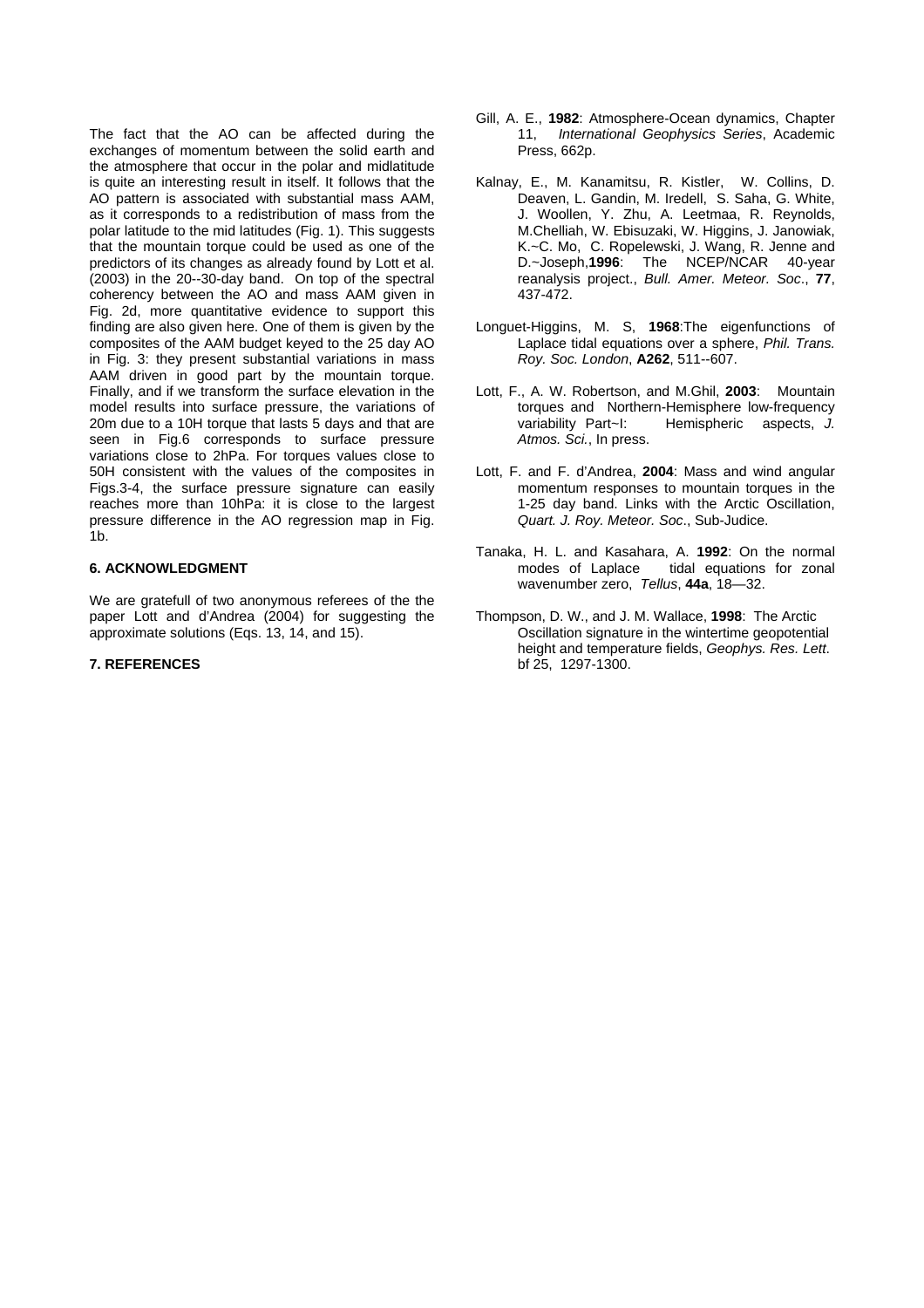The fact that the AO can be affected during the exchanges of momentum between the solid earth and the atmosphere that occur in the polar and midlatitude is quite an interesting result in itself. It follows that the AO pattern is associated with substantial mass AAM, as it corresponds to a redistribution of mass from the polar latitude to the mid latitudes (Fig. 1). This suggests that the mountain torque could be used as one of the predictors of its changes as already found by Lott et al. (2003) in the 20--30-day band. On top of the spectral coherency between the AO and mass AAM given in Fig. 2d, more quantitative evidence to support this finding are also given here. One of them is given by the composites of the AAM budget keyed to the 25 day AO in Fig. 3: they present substantial variations in mass AAM driven in good part by the mountain torque. Finally, and if we transform the surface elevation in the model results into surface pressure, the variations of 20m due to a 10H torque that lasts 5 days and that are seen in Fig.6 corresponds to surface pressure variations close to 2hPa. For torques values close to 50H consistent with the values of the composites in Figs.3-4, the surface pressure signature can easily reaches more than 10hPa: it is close to the largest pressure difference in the AO regression map in Fig. 1b.

## 6. ACKNOWLEDGMENT

We are gratefull of two anonymous referees of the the paper Lott and d'Andrea (2004) for suggesting the approximate solutions (Eqs. 13, 14, and 15).

## 7. REFERENCES

Gill, A. E., **1982**: Atmosphere-Ocean dynamics, Chapter 11, *International Geophysics Series*, Academic Press, 662p.

Kalnay, E., M. Kanamitsu, R. Kistler, W. Collins, D. Deaven, L. Gandin, M. Iredell, S. Saha, G. White, J. Woollen, Y. Zhu, A. Leetmaa, R. Reynolds, M.Chelliah, W. Ebisuzaki, W. Higgins, J. Janowiak, K.~C. Mo, C. Ropelewski, J. Wang, R. Jenne and D.~Joseph,**1996**: The NCEP/NCAR 40-year reanalysis project., *Bull. Amer. Meteor. Soc*., **77**, 437-472.

Longuet-Higgins, M. S, **1968**:The eigenfunctions of Laplace tidal equations over a sphere, *Phil. Trans. Roy. Soc. London*, **A262**, 511--607.

Lott, F., A. W. Robertson, and M.Ghil, **2003**: Mountain torques and Northern-Hemisphere low-frequency variability Part~I: Hemispheric aspects, *J. Atmos. Sci.*, In press.

Lott, F. and F. d'Andrea, **2004**: Mass and wind angular momentum responses to mountain torques in the 1-25 day band. Links with the Arctic Oscillation, *Quart. J. Roy. Meteor. Soc*., Sub-Judice.

Tanaka, H. L. and Kasahara, A. **1992**: On the normal modes of Laplace tidal equations for zonal wavenumber zero, *Tellus*, **44a**, 18—32.

Thompson, D. W., and J. M. Wallace, **1998**: The Arctic Oscillation signature in the wintertime geopotential height and temperature fields, *Geophys. Res. Lett*. bf 25, 1297-1300.